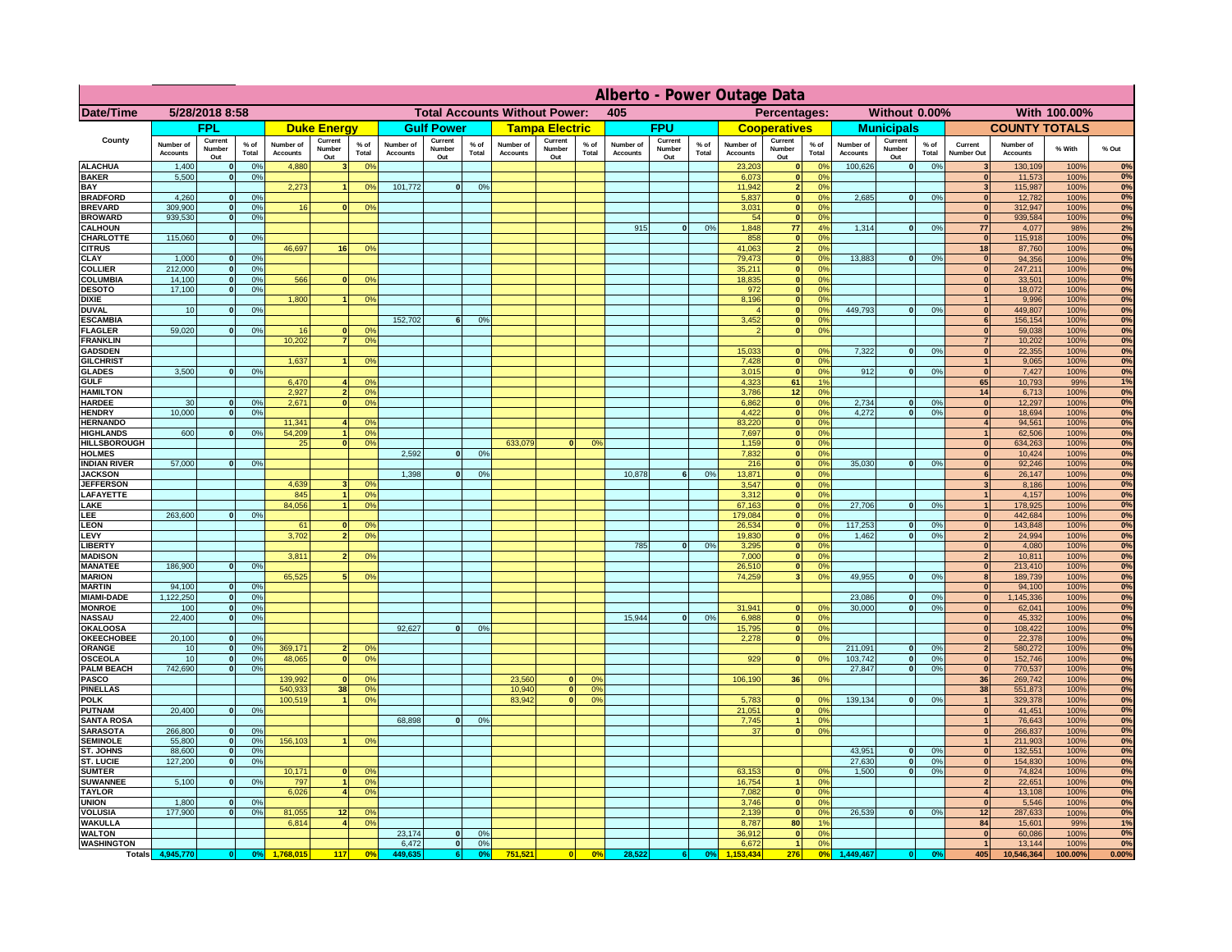# Alberto - Power Outage Data

| Date/Time | 5/28/2018 8:58 | | | | | | Total Accounts Without Power: | | | | 405 | | | | | Percentages: | | | Without 0.00% | | | | With 100.00% | | |
|---|---|---|---|---|---|---|---|---|---|---|---|---|---|---|---|---|---|---|---|---|---|---|---|---|---|
| County | FPL | | | Duke Energy | | | Gulf Power | | | Tampa Electric | | | FPU | | | Cooperatives | | | Municipals | | | COUNTY TOTALS | | | |
| | Number of Accounts | Current Number Out | % of Total | Number of Accounts | Current Number Out | % of Total | Number of Accounts | Current Number Out | % of Total | Number of Accounts | Current Number Out | % of Total | Number of Accounts | Current Number Out | % of Total | Number of Accounts | Current Number Out | % of Total | Number of Accounts | Current Number Out | % of Total | Current Number Out | Number of Accounts | % With | % Out |
| ALACHUA | 1,400 | 0 | 0% | 4,880 | 3 | 0% | | | | | | | | | | 23,203 | 0 | 0% | 100,626 | 0 | 0% | 3 | 130,109 | 100% | 0% |
| BAKER | 5,500 | 0 | 0% | | | | | | | | | | | | | 6,073 | 0 | 0% | | | | 0 | 11,573 | 100% | 0% |
| BAY | | | | 2,273 | 1 | 0% | 101,772 | 0 | 0% | | | | | | | 11,942 | 2 | 0% | | | | 3 | 115,987 | 100% | 0% |
| BRADFORD | 4,260 | 0 | 0% | | | | | | | | | | | | | 5,837 | 0 | 0% | 2,685 | 0 | 0% | 0 | 12,782 | 100% | 0% |
| BREVARD | 309,900 | 0 | 0% | 16 | 0 | 0% | | | | | | | | | | 3,031 | 0 | 0% | | | | 0 | 312,947 | 100% | 0% |
| BROWARD | 939,530 | 0 | 0% | | | | | | | | | | | | | 54 | 0 | 0% | | | | 0 | 939,584 | 100% | 0% |
| CALHOUN | | | | | | | | | | | | | 915 | 0 | 0% | 1,848 | 77 | 4% | 1,314 | 0 | 0% | 77 | 4,077 | 98% | 2% |
| CHARLOTTE | 115,060 | 0 | 0% | | | | | | | | | | | | | 858 | 0 | 0% | | | | 0 | 115,918 | 100% | 0% |
| CITRUS | | | | 46,697 | 16 | 0% | | | | | | | | | | 41,063 | 2 | 0% | | | | 18 | 87,760 | 100% | 0% |
| CLAY | 1,000 | 0 | 0% | | | | | | | | | | | | | 79,473 | 0 | 0% | 13,883 | 0 | 0% | 0 | 94,356 | 100% | 0% |
| COLLIER | 212,000 | 0 | 0% | | | | | | | | | | | | | 35,211 | 0 | 0% | | | | 0 | 247,211 | 100% | 0% |
| COLUMBIA | 14,100 | 0 | 0% | 566 | 0 | 0% | | | | | | | | | | 18,835 | 0 | 0% | | | | 0 | 33,501 | 100% | 0% |
| DESOTO | 17,100 | 0 | 0% | | | | | | | | | | | | | 972 | 0 | 0% | | | | 0 | 18,072 | 100% | 0% |
| DIXIE | | | | 1,800 | 1 | 0% | | | | | | | | | | 8,196 | 0 | 0% | | | | 1 | 9,996 | 100% | 0% |
| DUVAL | 10 | 0 | 0% | | | | | | | | | | | | | 4 | 0 | 0% | 449,793 | 0 | 0% | 0 | 449,807 | 100% | 0% |
| ESCAMBIA | | | | | | | 152,702 | 6 | 0% | | | | | | | 3,452 | 0 | 0% | | | | 6 | 156,154 | 100% | 0% |
| FLAGLER | 59,020 | 0 | 0% | 16 | 0 | 0% | | | | | | | | | | 2 | 0 | 0% | | | | 0 | 59,038 | 100% | 0% |
| FRANKLIN | | | | 10,202 | 7 | 0% | | | | | | | | | | | | | | | | 7 | 10,202 | 100% | 0% |
| GADSDEN | | | | | | | | | | | | | | | | 15,033 | 0 | 0% | 7,322 | 0 | 0% | 0 | 22,355 | 100% | 0% |
| GILCHRIST | | | | 1,637 | 1 | 0% | | | | | | | | | | 7,428 | 0 | 0% | | | | 1 | 9,065 | 100% | 0% |
| GLADES | 3,500 | 0 | 0% | | | | | | | | | | | | | 3,015 | 0 | 0% | 912 | 0 | 0% | 0 | 7,427 | 100% | 0% |
| GULF | | | | 6,470 | 4 | 0% | | | | | | | | | | 4,323 | 61 | 1% | | | | 65 | 10,793 | 99% | 1% |
| HAMILTON | | | | 2,927 | 2 | 0% | | | | | | | | | | 3,786 | 12 | 0% | | | | 14 | 6,713 | 100% | 0% |
| HARDEE | 30 | 0 | 0% | 2,671 | 0 | 0% | | | | | | | | | | 6,862 | 0 | 0% | 2,734 | 0 | 0% | 0 | 12,297 | 100% | 0% |
| HENDRY | 10,000 | 0 | 0% | | | | | | | | | | | | | 4,422 | 0 | 0% | 4,272 | 0 | 0% | 0 | 18,694 | 100% | 0% |
| HERNANDO | | | | 11,341 | 4 | 0% | | | | | | | | | | 83,220 | 0 | 0% | | | | 4 | 94,561 | 100% | 0% |
| HIGHLANDS | 600 | 0 | 0% | 54,209 | 1 | 0% | | | | | | | | | | 7,697 | 0 | 0% | | | | 1 | 62,506 | 100% | 0% |
| HILLSBOROUGH | | | | 25 | 0 | 0% | | | | 633,079 | 0 | 0% | | | | 1,159 | 0 | 0% | | | | 0 | 634,263 | 100% | 0% |
| HOLMES | | | | | | | 2,592 | 0 | 0% | | | | | | | 7,832 | 0 | 0% | | | | 0 | 10,424 | 100% | 0% |
| INDIAN RIVER | 57,000 | 0 | 0% | | | | | | | | | | | | | 216 | 0 | 0% | 35,030 | 0 | 0% | 0 | 92,246 | 100% | 0% |
| JACKSON | | | | | | | 1,398 | 0 | 0% | | | | 10,878 | 6 | 0% | 13,871 | 0 | 0% | | | | 6 | 26,147 | 100% | 0% |
| JEFFERSON | | | | 4,639 | 3 | 0% | | | | | | | | | | 3,547 | 0 | 0% | | | | 3 | 8,186 | 100% | 0% |
| LAFAYETTE | | | | 845 | 1 | 0% | | | | | | | | | | 3,312 | 0 | 0% | | | | 1 | 4,157 | 100% | 0% |
| LAKE | | | | 84,056 | 1 | 0% | | | | | | | | | | 67,163 | 0 | 0% | 27,706 | 0 | 0% | 1 | 178,925 | 100% | 0% |
| LEE | 263,600 | 0 | 0% | | | | | | | | | | | | | 179,084 | 0 | 0% | | | | 0 | 442,684 | 100% | 0% |
| LEON | | | | 61 | 0 | 0% | | | | | | | | | | 26,534 | 0 | 0% | 117,253 | 0 | 0% | 0 | 143,848 | 100% | 0% |
| LEVY | | | | 3,702 | 2 | 0% | | | | | | | | | | 19,830 | 0 | 0% | 1,462 | 0 | 0% | 2 | 24,994 | 100% | 0% |
| LIBERTY | | | | | | | | | | | | | 785 | 0 | 0% | 3,295 | 0 | 0% | | | | 0 | 4,080 | 100% | 0% |
| MADISON | | | | 3,811 | 2 | 0% | | | | | | | | | | 7,000 | 0 | 0% | | | | 2 | 10,811 | 100% | 0% |
| MANATEE | 186,900 | 0 | 0% | | | | | | | | | | | | | 26,510 | 0 | 0% | | | | 0 | 213,410 | 100% | 0% |
| MARION | | | | 65,525 | 5 | 0% | | | | | | | | | | 74,259 | 3 | 0% | 49,955 | 0 | 0% | 8 | 189,739 | 100% | 0% |
| MARTIN | 94,100 | 0 | 0% | | | | | | | | | | | | | | | | | | | 0 | 94,100 | 100% | 0% |
| MIAMI-DADE | 1,122,250 | 0 | 0% | | | | | | | | | | | | | | | | 23,086 | 0 | 0% | 0 | 1,145,336 | 100% | 0% |
| MONROE | 100 | 0 | 0% | | | | | | | | | | | | | 31,941 | 0 | 0% | 30,000 | 0 | 0% | 0 | 62,041 | 100% | 0% |
| NASSAU | 22,400 | 0 | 0% | | | | | | | | | | 15,944 | 0 | 0% | 6,988 | 0 | 0% | | | | 0 | 45,332 | 100% | 0% |
| OKALOOSA | | | | | | | 92,627 | 0 | 0% | | | | | | | 15,795 | 0 | 0% | | | | 0 | 108,422 | 100% | 0% |
| OKEECHOBEE | 20,100 | 0 | 0% | | | | | | | | | | | | | 2,278 | 0 | 0% | | | | 0 | 22,378 | 100% | 0% |
| ORANGE | 10 | 0 | 0% | 369,171 | 2 | 0% | | | | | | | | | | | | | 211,091 | 0 | 0% | 2 | 580,272 | 100% | 0% |
| OSCEOLA | 10 | 0 | 0% | 48,065 | 0 | 0% | | | | | | | | | | 929 | 0 | 0% | 103,742 | 0 | 0% | 0 | 152,746 | 100% | 0% |
| PALM BEACH | 742,690 | 0 | 0% | | | | | | | | | | | | | | | | 27,847 | 0 | 0% | 0 | 770,537 | 100% | 0% |
| PASCO | | | | 139,992 | 0 | 0% | | | | 23,560 | 0 | 0% | | | | 106,190 | 36 | 0% | | | | 36 | 269,742 | 100% | 0% |
| PINELLAS | | | | 540,933 | 38 | 0% | | | | 10,940 | 0 | 0% | | | | | | | | | | 38 | 551,873 | 100% | 0% |
| POLK | | | | 100,519 | 1 | 0% | | | | 83,942 | 0 | 0% | | | | 5,783 | 0 | 0% | 139,134 | 0 | 0% | 1 | 329,378 | 100% | 0% |
| PUTNAM | 20,400 | 0 | 0% | | | | | | | | | | | | | 21,051 | 0 | 0% | | | | 0 | 41,451 | 100% | 0% |
| SANTA ROSA | | | | | | | 68,898 | 0 | 0% | | | | | | | 7,745 | 1 | 0% | | | | 1 | 76,643 | 100% | 0% |
| SARASOTA | 266,800 | 0 | 0% | | | | | | | | | | | | | 37 | 0 | 0% | | | | 0 | 266,837 | 100% | 0% |
| SEMINOLE | 55,800 | 0 | 0% | 156,103 | 1 | 0% | | | | | | | | | | | | | | | | 1 | 211,903 | 100% | 0% |
| ST. JOHNS | 88,600 | 0 | 0% | | | | | | | | | | | | | | | | 43,951 | 0 | 0% | 0 | 132,551 | 100% | 0% |
| ST. LUCIE | 127,200 | 0 | 0% | | | | | | | | | | | | | | | | 27,630 | 0 | 0% | 0 | 154,830 | 100% | 0% |
| SUMTER | | | | 10,171 | 0 | 0% | | | | | | | | | | 63,153 | 0 | 0% | 1,500 | 0 | 0% | 0 | 74,824 | 100% | 0% |
| SUWANNEE | 5,100 | 0 | 0% | 797 | 1 | 0% | | | | | | | | | | 16,754 | 1 | 0% | | | | 2 | 22,651 | 100% | 0% |
| TAYLOR | | | | 6,026 | 4 | 0% | | | | | | | | | | 7,082 | 0 | 0% | | | | 4 | 13,108 | 100% | 0% |
| UNION | 1,800 | 0 | 0% | | | | | | | | | | | | | 3,746 | 0 | 0% | | | | 0 | 5,546 | 100% | 0% |
| VOLUSIA | 177,900 | 0 | 0% | 81,055 | 12 | 0% | | | | | | | | | | 2,139 | 0 | 0% | 26,539 | 0 | 0% | 12 | 287,633 | 100% | 0% |
| WAKULLA | | | | 6,814 | 4 | 0% | | | | | | | | | | 8,787 | 80 | 1% | | | | 84 | 15,601 | 99% | 1% |
| WALTON | | | | | | | 23,174 | 0 | 0% | | | | | | | 36,912 | 0 | 0% | | | | 0 | 60,086 | 100% | 0% |
| WASHINGTON | | | | | | | 6,472 | 0 | 0% | | | | | | | 6,672 | 1 | 0% | | | | 1 | 13,144 | 100% | 0% |
| Totals | 4,945,770 | 0 | 0% | 1,768,015 | 117 | 0% | 449,635 | 6 | 0% | 751,521 | 0 | 0% | 28,522 | 6 | 0% | 1,153,434 | 276 | 0% | 1,449,467 | 0 | 0% | 405 | 10,546,364 | 100.00% | 0.00% |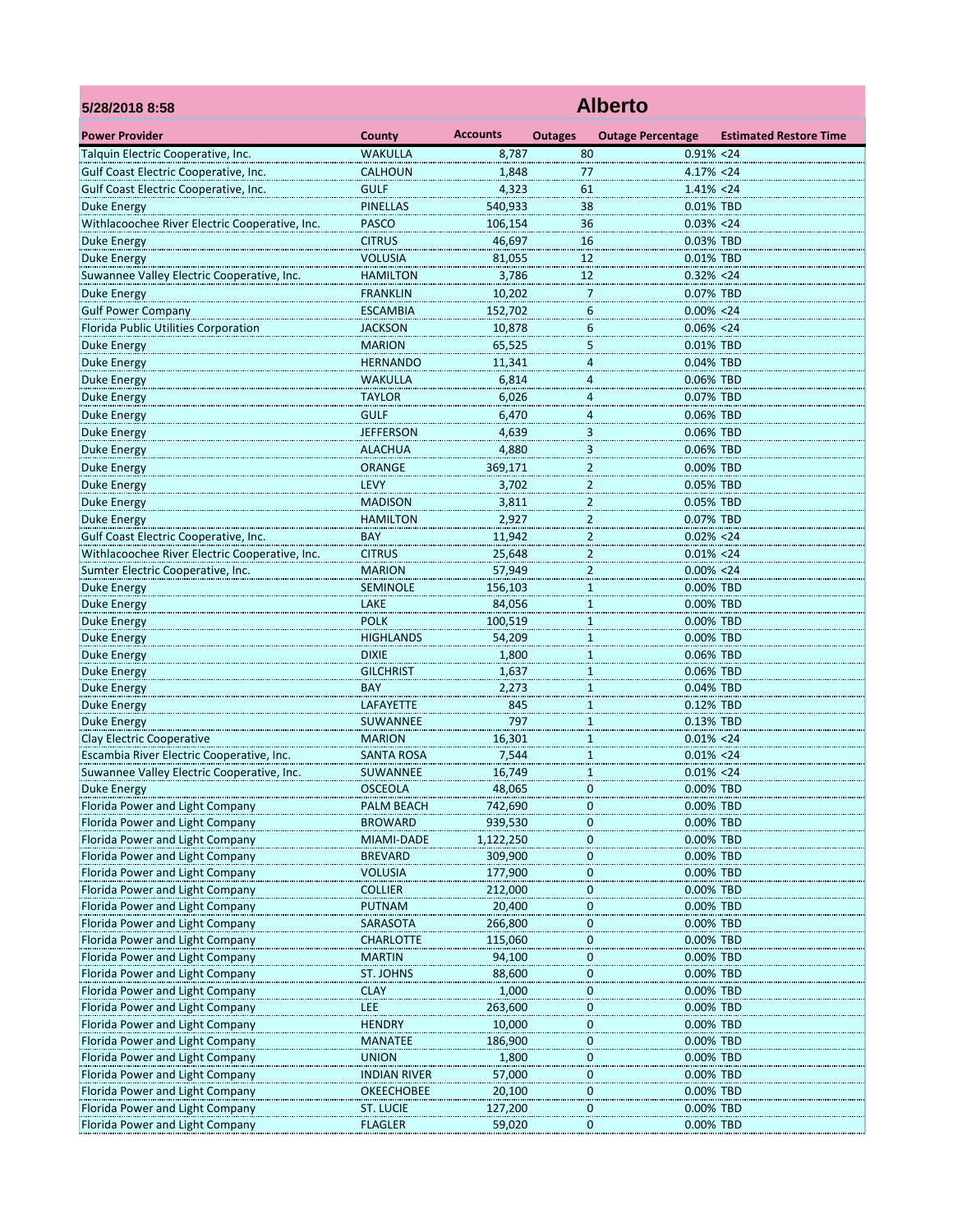**5/28/2018 8:58**

# Alberto

| Power Provider | County | Accounts | Outages | Outage Percentage | Estimated Restore Time |
|---|---|---|---|---|---|
| Talquin Electric Cooperative, Inc. | WAKULLA | 8,787 | 80 | 0.91% | <24 |
| Gulf Coast Electric Cooperative, Inc. | CALHOUN | 1,848 | 77 | 4.17% | <24 |
| Gulf Coast Electric Cooperative, Inc. | GULF | 4,323 | 61 | 1.41% | <24 |
| Duke Energy | PINELLAS | 540,933 | 38 | 0.01% | TBD |
| Withlacoochee River Electric Cooperative, Inc. | PASCO | 106,154 | 36 | 0.03% | <24 |
| Duke Energy | CITRUS | 46,697 | 16 | 0.03% | TBD |
| Duke Energy | VOLUSIA | 81,055 | 12 | 0.01% | TBD |
| Suwannee Valley Electric Cooperative, Inc. | HAMILTON | 3,786 | 12 | 0.32% | <24 |
| Duke Energy | FRANKLIN | 10,202 | 7 | 0.07% | TBD |
| Gulf Power Company | ESCAMBIA | 152,702 | 6 | 0.00% | <24 |
| Florida Public Utilities Corporation | JACKSON | 10,878 | 6 | 0.06% | <24 |
| Duke Energy | MARION | 65,525 | 5 | 0.01% | TBD |
| Duke Energy | HERNANDO | 11,341 | 4 | 0.04% | TBD |
| Duke Energy | WAKULLA | 6,814 | 4 | 0.06% | TBD |
| Duke Energy | TAYLOR | 6,026 | 4 | 0.07% | TBD |
| Duke Energy | GULF | 6,470 | 4 | 0.06% | TBD |
| Duke Energy | JEFFERSON | 4,639 | 3 | 0.06% | TBD |
| Duke Energy | ALACHUA | 4,880 | 3 | 0.06% | TBD |
| Duke Energy | ORANGE | 369,171 | 2 | 0.00% | TBD |
| Duke Energy | LEVY | 3,702 | 2 | 0.05% | TBD |
| Duke Energy | MADISON | 3,811 | 2 | 0.05% | TBD |
| Duke Energy | HAMILTON | 2,927 | 2 | 0.07% | TBD |
| Gulf Coast Electric Cooperative, Inc. | BAY | 11,942 | 2 | 0.02% | <24 |
| Withlacoochee River Electric Cooperative, Inc. | CITRUS | 25,648 | 2 | 0.01% | <24 |
| Sumter Electric Cooperative, Inc. | MARION | 57,949 | 2 | 0.00% | <24 |
| Duke Energy | SEMINOLE | 156,103 | 1 | 0.00% | TBD |
| Duke Energy | LAKE | 84,056 | 1 | 0.00% | TBD |
| Duke Energy | POLK | 100,519 | 1 | 0.00% | TBD |
| Duke Energy | HIGHLANDS | 54,209 | 1 | 0.00% | TBD |
| Duke Energy | DIXIE | 1,800 | 1 | 0.06% | TBD |
| Duke Energy | GILCHRIST | 1,637 | 1 | 0.06% | TBD |
| Duke Energy | BAY | 2,273 | 1 | 0.04% | TBD |
| Duke Energy | LAFAYETTE | 845 | 1 | 0.12% | TBD |
| Duke Energy | SUWANNEE | 797 | 1 | 0.13% | TBD |
| Clay Electric Cooperative | MARION | 16,301 | 1 | 0.01% | <24 |
| Escambia River Electric Cooperative, Inc. | SANTA ROSA | 7,544 | 1 | 0.01% | <24 |
| Suwannee Valley Electric Cooperative, Inc. | SUWANNEE | 16,749 | 1 | 0.01% | <24 |
| Duke Energy | OSCEOLA | 48,065 | 0 | 0.00% | TBD |
| Florida Power and Light Company | PALM BEACH | 742,690 | 0 | 0.00% | TBD |
| Florida Power and Light Company | BROWARD | 939,530 | 0 | 0.00% | TBD |
| Florida Power and Light Company | MIAMI-DADE | 1,122,250 | 0 | 0.00% | TBD |
| Florida Power and Light Company | BREVARD | 309,900 | 0 | 0.00% | TBD |
| Florida Power and Light Company | VOLUSIA | 177,900 | 0 | 0.00% | TBD |
| Florida Power and Light Company | COLLIER | 212,000 | 0 | 0.00% | TBD |
| Florida Power and Light Company | PUTNAM | 20,400 | 0 | 0.00% | TBD |
| Florida Power and Light Company | SARASOTA | 266,800 | 0 | 0.00% | TBD |
| Florida Power and Light Company | CHARLOTTE | 115,060 | 0 | 0.00% | TBD |
| Florida Power and Light Company | MARTIN | 94,100 | 0 | 0.00% | TBD |
| Florida Power and Light Company | ST. JOHNS | 88,600 | 0 | 0.00% | TBD |
| Florida Power and Light Company | CLAY | 1,000 | 0 | 0.00% | TBD |
| Florida Power and Light Company | LEE | 263,600 | 0 | 0.00% | TBD |
| Florida Power and Light Company | HENDRY | 10,000 | 0 | 0.00% | TBD |
| Florida Power and Light Company | MANATEE | 186,900 | 0 | 0.00% | TBD |
| Florida Power and Light Company | UNION | 1,800 | 0 | 0.00% | TBD |
| Florida Power and Light Company | INDIAN RIVER | 57,000 | 0 | 0.00% | TBD |
| Florida Power and Light Company | OKEECHOBEE | 20,100 | 0 | 0.00% | TBD |
| Florida Power and Light Company | ST. LUCIE | 127,200 | 0 | 0.00% | TBD |
| Florida Power and Light Company | FLAGLER | 59,020 | 0 | 0.00% | TBD |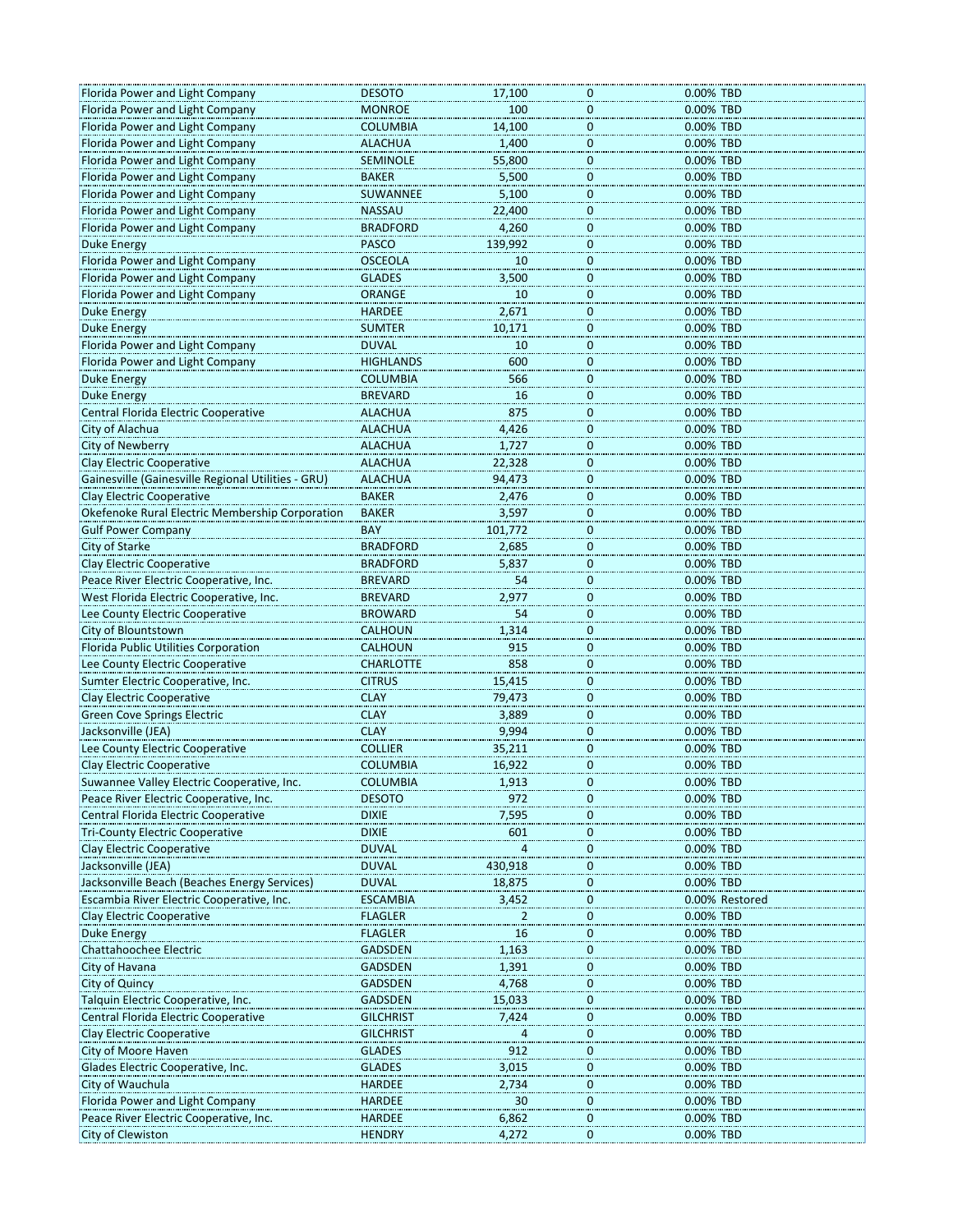| | | | | | |
|---|---|---|---|---|---|
| Florida Power and Light Company | DESOTO | 17,100 | 0 | 0.00% | TBD |
| Florida Power and Light Company | MONROE | 100 | 0 | 0.00% | TBD |
| Florida Power and Light Company | COLUMBIA | 14,100 | 0 | 0.00% | TBD |
| Florida Power and Light Company | ALACHUA | 1,400 | 0 | 0.00% | TBD |
| Florida Power and Light Company | SEMINOLE | 55,800 | 0 | 0.00% | TBD |
| Florida Power and Light Company | BAKER | 5,500 | 0 | 0.00% | TBD |
| Florida Power and Light Company | SUWANNEE | 5,100 | 0 | 0.00% | TBD |
| Florida Power and Light Company | NASSAU | 22,400 | 0 | 0.00% | TBD |
| Florida Power and Light Company | BRADFORD | 4,260 | 0 | 0.00% | TBD |
| Duke Energy | PASCO | 139,992 | 0 | 0.00% | TBD |
| Florida Power and Light Company | OSCEOLA | 10 | 0 | 0.00% | TBD |
| Florida Power and Light Company | GLADES | 3,500 | 0 | 0.00% | TBD |
| Florida Power and Light Company | ORANGE | 10 | 0 | 0.00% | TBD |
| Duke Energy | HARDEE | 2,671 | 0 | 0.00% | TBD |
| Duke Energy | SUMTER | 10,171 | 0 | 0.00% | TBD |
| Florida Power and Light Company | DUVAL | 10 | 0 | 0.00% | TBD |
| Florida Power and Light Company | HIGHLANDS | 600 | 0 | 0.00% | TBD |
| Duke Energy | COLUMBIA | 566 | 0 | 0.00% | TBD |
| Duke Energy | BREVARD | 16 | 0 | 0.00% | TBD |
| Central Florida Electric Cooperative | ALACHUA | 875 | 0 | 0.00% | TBD |
| City of Alachua | ALACHUA | 4,426 | 0 | 0.00% | TBD |
| City of Newberry | ALACHUA | 1,727 | 0 | 0.00% | TBD |
| Clay Electric Cooperative | ALACHUA | 22,328 | 0 | 0.00% | TBD |
| Gainesville (Gainesville Regional Utilities - GRU) | ALACHUA | 94,473 | 0 | 0.00% | TBD |
| Clay Electric Cooperative | BAKER | 2,476 | 0 | 0.00% | TBD |
| Okefenoke Rural Electric Membership Corporation | BAKER | 3,597 | 0 | 0.00% | TBD |
| Gulf Power Company | BAY | 101,772 | 0 | 0.00% | TBD |
| City of Starke | BRADFORD | 2,685 | 0 | 0.00% | TBD |
| Clay Electric Cooperative | BRADFORD | 5,837 | 0 | 0.00% | TBD |
| Peace River Electric Cooperative, Inc. | BREVARD | 54 | 0 | 0.00% | TBD |
| West Florida Electric Cooperative, Inc. | BREVARD | 2,977 | 0 | 0.00% | TBD |
| Lee County Electric Cooperative | BROWARD | 54 | 0 | 0.00% | TBD |
| City of Blountstown | CALHOUN | 1,314 | 0 | 0.00% | TBD |
| Florida Public Utilities Corporation | CALHOUN | 915 | 0 | 0.00% | TBD |
| Lee County Electric Cooperative | CHARLOTTE | 858 | 0 | 0.00% | TBD |
| Sumter Electric Cooperative, Inc. | CITRUS | 15,415 | 0 | 0.00% | TBD |
| Clay Electric Cooperative | CLAY | 79,473 | 0 | 0.00% | TBD |
| Green Cove Springs Electric | CLAY | 3,889 | 0 | 0.00% | TBD |
| Jacksonville (JEA) | CLAY | 9,994 | 0 | 0.00% | TBD |
| Lee County Electric Cooperative | COLLIER | 35,211 | 0 | 0.00% | TBD |
| Clay Electric Cooperative | COLUMBIA | 16,922 | 0 | 0.00% | TBD |
| Suwannee Valley Electric Cooperative, Inc. | COLUMBIA | 1,913 | 0 | 0.00% | TBD |
| Peace River Electric Cooperative, Inc. | DESOTO | 972 | 0 | 0.00% | TBD |
| Central Florida Electric Cooperative | DIXIE | 7,595 | 0 | 0.00% | TBD |
| Tri-County Electric Cooperative | DIXIE | 601 | 0 | 0.00% | TBD |
| Clay Electric Cooperative | DUVAL | 4 | 0 | 0.00% | TBD |
| Jacksonville (JEA) | DUVAL | 430,918 | 0 | 0.00% | TBD |
| Jacksonville Beach (Beaches Energy Services) | DUVAL | 18,875 | 0 | 0.00% | TBD |
| Escambia River Electric Cooperative, Inc. | ESCAMBIA | 3,452 | 0 | 0.00% | Restored |
| Clay Electric Cooperative | FLAGLER | 2 | 0 | 0.00% | TBD |
| Duke Energy | FLAGLER | 16 | 0 | 0.00% | TBD |
| Chattahoochee Electric | GADSDEN | 1,163 | 0 | 0.00% | TBD |
| City of Havana | GADSDEN | 1,391 | 0 | 0.00% | TBD |
| City of Quincy | GADSDEN | 4,768 | 0 | 0.00% | TBD |
| Talquin Electric Cooperative, Inc. | GADSDEN | 15,033 | 0 | 0.00% | TBD |
| Central Florida Electric Cooperative | GILCHRIST | 7,424 | 0 | 0.00% | TBD |
| Clay Electric Cooperative | GILCHRIST | 4 | 0 | 0.00% | TBD |
| City of Moore Haven | GLADES | 912 | 0 | 0.00% | TBD |
| Glades Electric Cooperative, Inc. | GLADES | 3,015 | 0 | 0.00% | TBD |
| City of Wauchula | HARDEE | 2,734 | 0 | 0.00% | TBD |
| Florida Power and Light Company | HARDEE | 30 | 0 | 0.00% | TBD |
| Peace River Electric Cooperative, Inc. | HARDEE | 6,862 | 0 | 0.00% | TBD |
| City of Clewiston | HENDRY | 4,272 | 0 | 0.00% | TBD |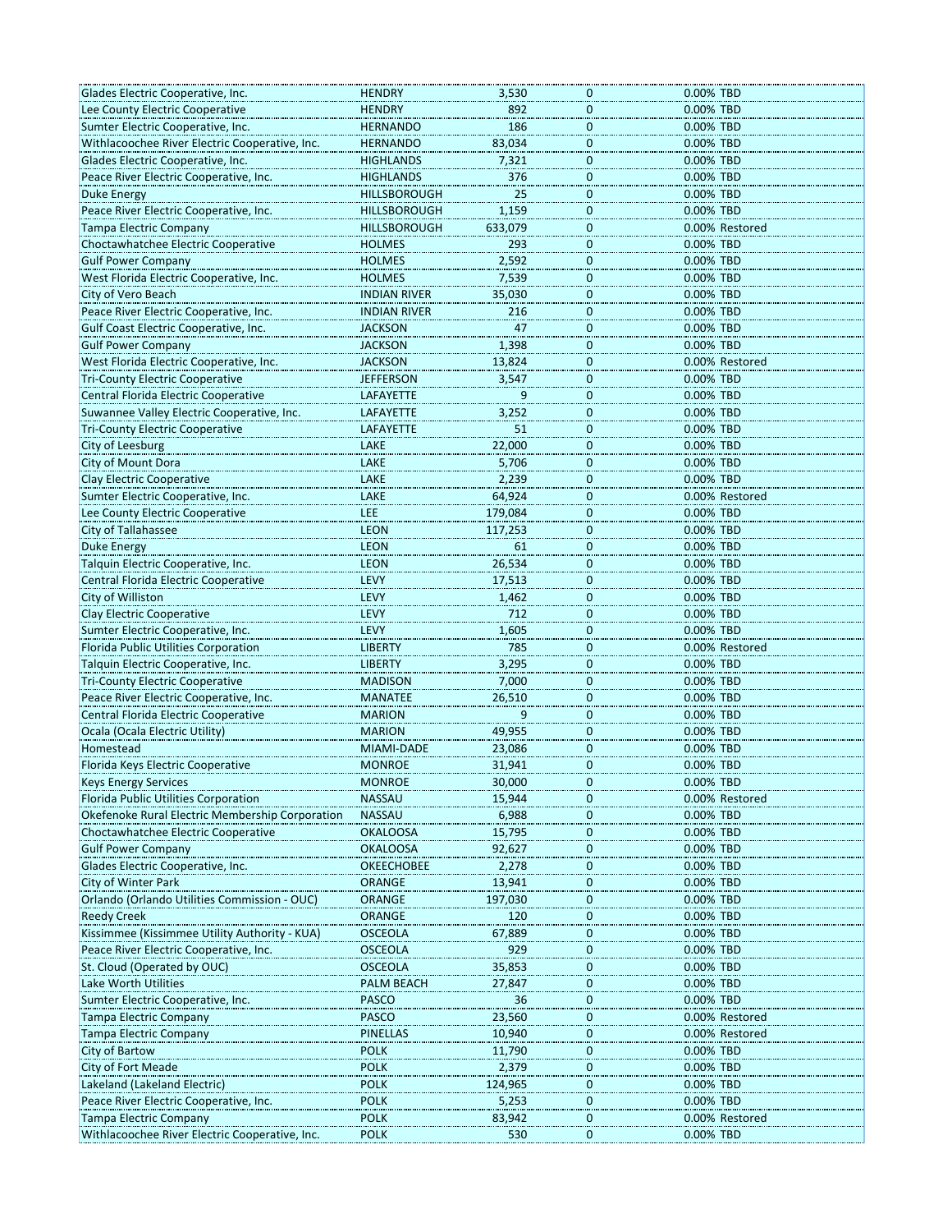| | | | | | |
|---|---|---|---|---|---|
| Glades Electric Cooperative, Inc. | HENDRY | 3,530 | 0 | 0.00% | TBD |
| Lee County Electric Cooperative | HENDRY | 892 | 0 | 0.00% | TBD |
| Sumter Electric Cooperative, Inc. | HERNANDO | 186 | 0 | 0.00% | TBD |
| Withlacoochee River Electric Cooperative, Inc. | HERNANDO | 83,034 | 0 | 0.00% | TBD |
| Glades Electric Cooperative, Inc. | HIGHLANDS | 7,321 | 0 | 0.00% | TBD |
| Peace River Electric Cooperative, Inc. | HIGHLANDS | 376 | 0 | 0.00% | TBD |
| Duke Energy | HILLSBOROUGH | 25 | 0 | 0.00% | TBD |
| Peace River Electric Cooperative, Inc. | HILLSBOROUGH | 1,159 | 0 | 0.00% | TBD |
| Tampa Electric Company | HILLSBOROUGH | 633,079 | 0 | 0.00% | Restored |
| Choctawhatchee Electric Cooperative | HOLMES | 293 | 0 | 0.00% | TBD |
| Gulf Power Company | HOLMES | 2,592 | 0 | 0.00% | TBD |
| West Florida Electric Cooperative, Inc. | HOLMES | 7,539 | 0 | 0.00% | TBD |
| City of Vero Beach | INDIAN RIVER | 35,030 | 0 | 0.00% | TBD |
| Peace River Electric Cooperative, Inc. | INDIAN RIVER | 216 | 0 | 0.00% | TBD |
| Gulf Coast Electric Cooperative, Inc. | JACKSON | 47 | 0 | 0.00% | TBD |
| Gulf Power Company | JACKSON | 1,398 | 0 | 0.00% | TBD |
| West Florida Electric Cooperative, Inc. | JACKSON | 13,824 | 0 | 0.00% | Restored |
| Tri-County Electric Cooperative | JEFFERSON | 3,547 | 0 | 0.00% | TBD |
| Central Florida Electric Cooperative | LAFAYETTE | 9 | 0 | 0.00% | TBD |
| Suwannee Valley Electric Cooperative, Inc. | LAFAYETTE | 3,252 | 0 | 0.00% | TBD |
| Tri-County Electric Cooperative | LAFAYETTE | 51 | 0 | 0.00% | TBD |
| City of Leesburg | LAKE | 22,000 | 0 | 0.00% | TBD |
| City of Mount Dora | LAKE | 5,706 | 0 | 0.00% | TBD |
| Clay Electric Cooperative | LAKE | 2,239 | 0 | 0.00% | TBD |
| Sumter Electric Cooperative, Inc. | LAKE | 64,924 | 0 | 0.00% | Restored |
| Lee County Electric Cooperative | LEE | 179,084 | 0 | 0.00% | TBD |
| City of Tallahassee | LEON | 117,253 | 0 | 0.00% | TBD |
| Duke Energy | LEON | 61 | 0 | 0.00% | TBD |
| Talquin Electric Cooperative, Inc. | LEON | 26,534 | 0 | 0.00% | TBD |
| Central Florida Electric Cooperative | LEVY | 17,513 | 0 | 0.00% | TBD |
| City of Williston | LEVY | 1,462 | 0 | 0.00% | TBD |
| Clay Electric Cooperative | LEVY | 712 | 0 | 0.00% | TBD |
| Sumter Electric Cooperative, Inc. | LEVY | 1,605 | 0 | 0.00% | TBD |
| Florida Public Utilities Corporation | LIBERTY | 785 | 0 | 0.00% | Restored |
| Talquin Electric Cooperative, Inc. | LIBERTY | 3,295 | 0 | 0.00% | TBD |
| Tri-County Electric Cooperative | MADISON | 7,000 | 0 | 0.00% | TBD |
| Peace River Electric Cooperative, Inc. | MANATEE | 26,510 | 0 | 0.00% | TBD |
| Central Florida Electric Cooperative | MARION | 9 | 0 | 0.00% | TBD |
| Ocala (Ocala Electric Utility) | MARION | 49,955 | 0 | 0.00% | TBD |
| Homestead | MIAMI-DADE | 23,086 | 0 | 0.00% | TBD |
| Florida Keys Electric Cooperative | MONROE | 31,941 | 0 | 0.00% | TBD |
| Keys Energy Services | MONROE | 30,000 | 0 | 0.00% | TBD |
| Florida Public Utilities Corporation | NASSAU | 15,944 | 0 | 0.00% | Restored |
| Okefenoke Rural Electric Membership Corporation | NASSAU | 6,988 | 0 | 0.00% | TBD |
| Choctawhatchee Electric Cooperative | OKALOOSA | 15,795 | 0 | 0.00% | TBD |
| Gulf Power Company | OKALOOSA | 92,627 | 0 | 0.00% | TBD |
| Glades Electric Cooperative, Inc. | OKEECHOBEE | 2,278 | 0 | 0.00% | TBD |
| City of Winter Park | ORANGE | 13,941 | 0 | 0.00% | TBD |
| Orlando (Orlando Utilities Commission - OUC) | ORANGE | 197,030 | 0 | 0.00% | TBD |
| Reedy Creek | ORANGE | 120 | 0 | 0.00% | TBD |
| Kissimmee (Kissimmee Utility Authority - KUA) | OSCEOLA | 67,889 | 0 | 0.00% | TBD |
| Peace River Electric Cooperative, Inc. | OSCEOLA | 929 | 0 | 0.00% | TBD |
| St. Cloud (Operated by OUC) | OSCEOLA | 35,853 | 0 | 0.00% | TBD |
| Lake Worth Utilities | PALM BEACH | 27,847 | 0 | 0.00% | TBD |
| Sumter Electric Cooperative, Inc. | PASCO | 36 | 0 | 0.00% | TBD |
| Tampa Electric Company | PASCO | 23,560 | 0 | 0.00% | Restored |
| Tampa Electric Company | PINELLAS | 10,940 | 0 | 0.00% | Restored |
| City of Bartow | POLK | 11,790 | 0 | 0.00% | TBD |
| City of Fort Meade | POLK | 2,379 | 0 | 0.00% | TBD |
| Lakeland (Lakeland Electric) | POLK | 124,965 | 0 | 0.00% | TBD |
| Peace River Electric Cooperative, Inc. | POLK | 5,253 | 0 | 0.00% | TBD |
| Tampa Electric Company | POLK | 83,942 | 0 | 0.00% | Restored |
| Withlacoochee River Electric Cooperative, Inc. | POLK | 530 | 0 | 0.00% | TBD |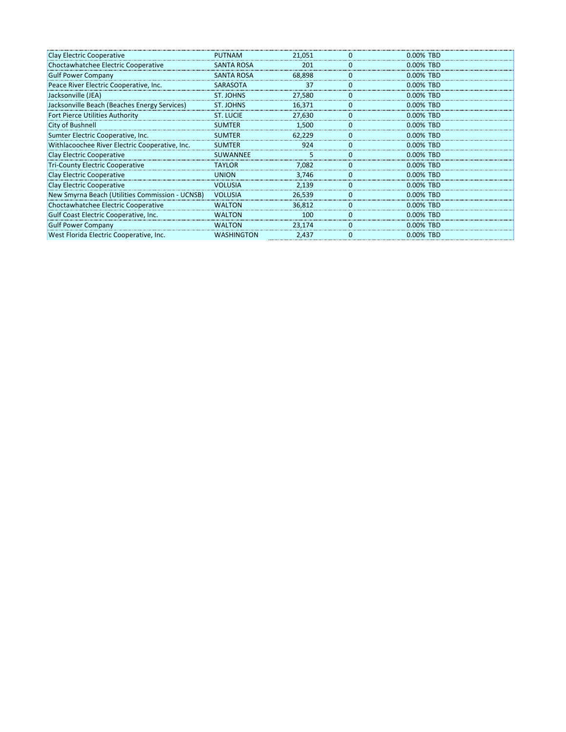| | | | | | |
|---|---|---|---|---|---|
| Clay Electric Cooperative | PUTNAM | 21,051 | 0 | 0.00% | TBD |
| Choctawhatchee Electric Cooperative | SANTA ROSA | 201 | 0 | 0.00% | TBD |
| Gulf Power Company | SANTA ROSA | 68,898 | 0 | 0.00% | TBD |
| Peace River Electric Cooperative, Inc. | SARASOTA | 37 | 0 | 0.00% | TBD |
| Jacksonville (JEA) | ST. JOHNS | 27,580 | 0 | 0.00% | TBD |
| Jacksonville Beach (Beaches Energy Services) | ST. JOHNS | 16,371 | 0 | 0.00% | TBD |
| Fort Pierce Utilities Authority | ST. LUCIE | 27,630 | 0 | 0.00% | TBD |
| City of Bushnell | SUMTER | 1,500 | 0 | 0.00% | TBD |
| Sumter Electric Cooperative, Inc. | SUMTER | 62,229 | 0 | 0.00% | TBD |
| Withlacoochee River Electric Cooperative, Inc. | SUMTER | 924 | 0 | 0.00% | TBD |
| Clay Electric Cooperative | SUWANNEE | 5 | 0 | 0.00% | TBD |
| Tri-County Electric Cooperative | TAYLOR | 7,082 | 0 | 0.00% | TBD |
| Clay Electric Cooperative | UNION | 3,746 | 0 | 0.00% | TBD |
| Clay Electric Cooperative | VOLUSIA | 2,139 | 0 | 0.00% | TBD |
| New Smyrna Beach (Utilities Commission - UCNSB) | VOLUSIA | 26,539 | 0 | 0.00% | TBD |
| Choctawhatchee Electric Cooperative | WALTON | 36,812 | 0 | 0.00% | TBD |
| Gulf Coast Electric Cooperative, Inc. | WALTON | 100 | 0 | 0.00% | TBD |
| Gulf Power Company | WALTON | 23,174 | 0 | 0.00% | TBD |
| West Florida Electric Cooperative, Inc. | WASHINGTON | 2,437 | 0 | 0.00% | TBD |